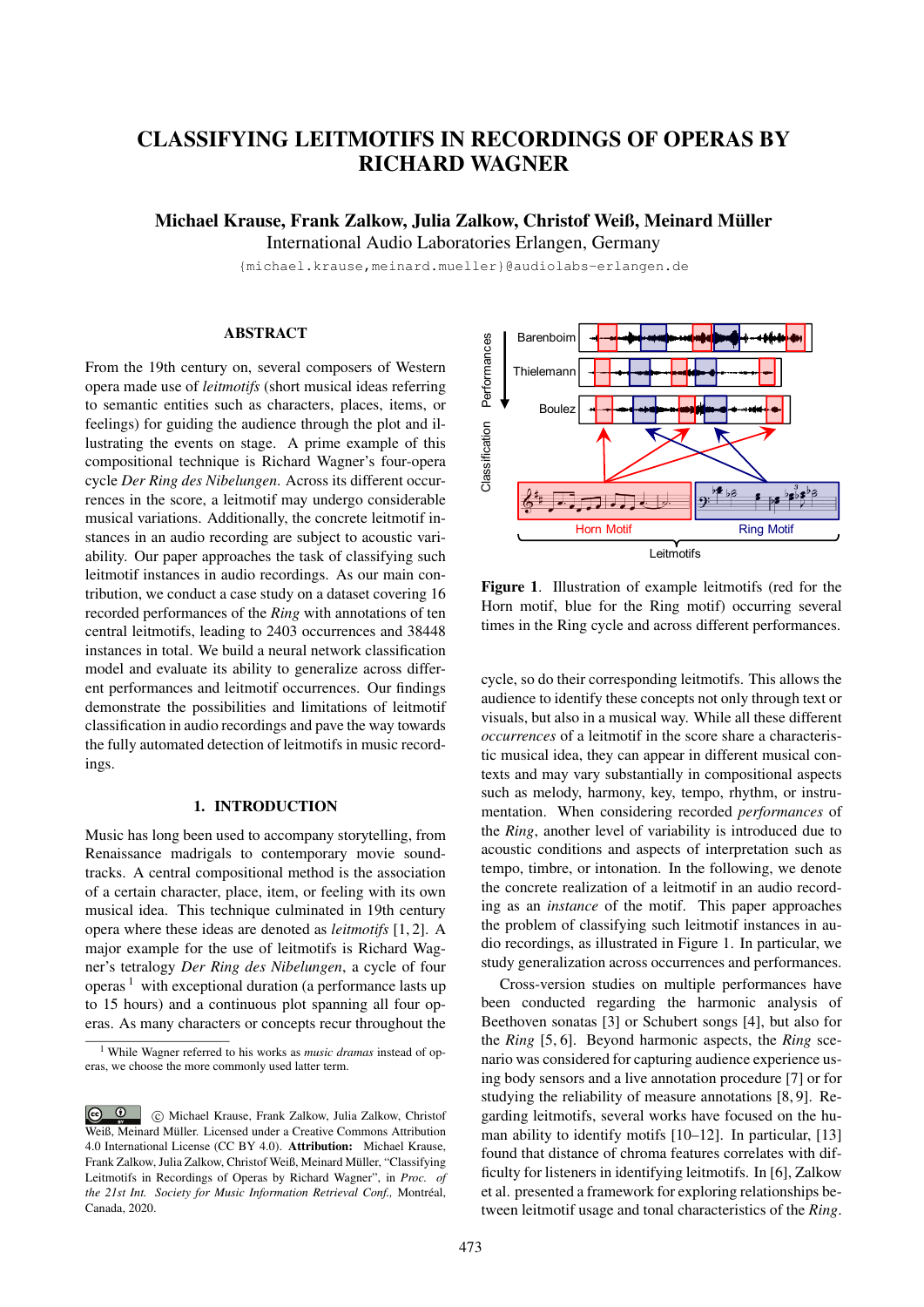# CLASSIFYING LEITMOTIFS IN RECORDINGS OF OPERAS BY RICHARD WAGNER

**Michael Krause, Frank Zalkow, Julia Zalkow, Christof Weiß, Meinard Müller**
International Audio Laboratories Erlangen, Germany
{michael.krause,meinard.mueller}@audiolabs-erlangen.de

## ABSTRACT

From the 19th century on, several composers of Western opera made use of *leitmotifs* (short musical ideas referring to semantic entities such as characters, places, items, or feelings) for guiding the audience through the plot and illustrating the events on stage. A prime example of this compositional technique is Richard Wagner's four-opera cycle *Der Ring des Nibelungen*. Across its different occurrences in the score, a leitmotif may undergo considerable musical variations. Additionally, the concrete leitmotif instances in an audio recording are subject to acoustic variability. Our paper approaches the task of classifying such leitmotif instances in audio recordings. As our main contribution, we conduct a case study on a dataset covering 16 recorded performances of the *Ring* with annotations of ten central leitmotifs, leading to 2403 occurrences and 38448 instances in total. We build a neural network classification model and evaluate its ability to generalize across different performances and leitmotif occurrences. Our findings demonstrate the possibilities and limitations of leitmotif classification in audio recordings and pave the way towards the fully automated detection of leitmotifs in music recordings.

## 1. INTRODUCTION

Music has long been used to accompany storytelling, from Renaissance madrigals to contemporary movie soundtracks. A central compositional method is the association of a certain character, place, item, or feeling with its own musical idea. This technique culminated in 19th century opera where these ideas are denoted as *leitmotifs* [1, 2]. A major example for the use of leitmotifs is Richard Wagner's tetralogy *Der Ring des Nibelungen*, a cycle of four operas [1] with exceptional duration (a performance lasts up to 15 hours) and a continuous plot spanning all four operas. As many characters or concepts recur throughout the cycle, so do their corresponding leitmotifs. This allows the audience to identify these concepts not only through text or visuals, but also in a musical way. While all these different *occurrences* of a leitmotif in the score share a characteristic musical idea, they can appear in different musical contexts and may vary substantially in compositional aspects such as melody, harmony, key, tempo, rhythm, or instrumentation. When considering recorded *performances* of the *Ring*, another level of variability is introduced due to acoustic conditions and aspects of interpretation such as tempo, timbre, or intonation. In the following, we denote the concrete realization of a leitmotif in an audio recording as an *instance* of the motif. This paper approaches the problem of classifying such leitmotif instances in audio recordings, as illustrated in Figure 1. In particular, we study generalization across occurrences and performances.

[1] While Wagner referred to his works as *music dramas* instead of operas, we choose the more commonly used latter term.

© Michael Krause, Frank Zalkow, Julia Zalkow, Christof Weiß, Meinard Müller. Licensed under a Creative Commons Attribution 4.0 International License (CC BY 4.0). **Attribution:** Michael Krause, Frank Zalkow, Julia Zalkow, Christof Weiß, Meinard Müller, "Classifying Leitmotifs in Recordings of Operas by Richard Wagner", in *Proc. of the 21st Int. Society for Music Information Retrieval Conf.,* Montréal, Canada, 2020.

**Figure 1**. Illustration of example leitmotifs (red for the Horn motif, blue for the Ring motif) occurring several times in the Ring cycle and across different performances.

Cross-version studies on multiple performances have been conducted regarding the harmonic analysis of Beethoven sonatas [3] or Schubert songs [4], but also for the *Ring* [5, 6]. Beyond harmonic aspects, the *Ring* scenario was considered for capturing audience experience using body sensors and a live annotation procedure [7] or for studying the reliability of measure annotations [8, 9]. Regarding leitmotifs, several works have focused on the human ability to identify motifs [10–12]. In particular, [13] found that distance of chroma features correlates with difficulty for listeners in identifying leitmotifs. In [6], Zalkow et al. presented a framework for exploring relationships between leitmotif usage and tonal characteristics of the *Ring*.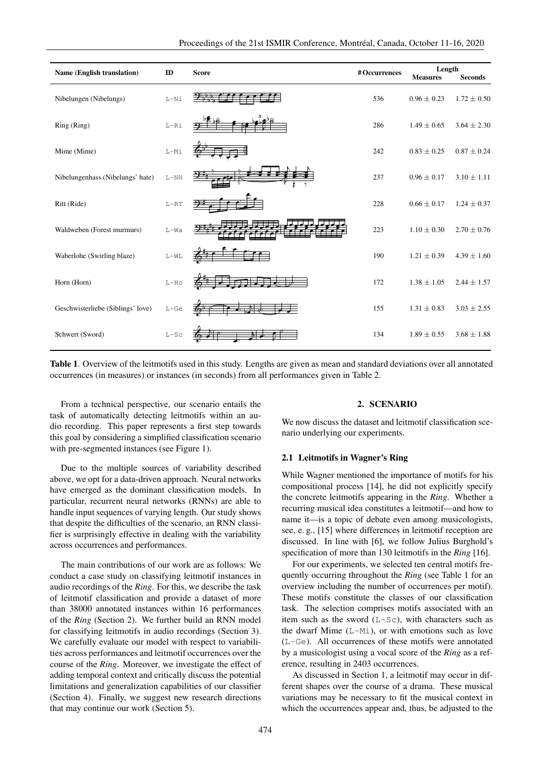| Name (English translation) | ID | Score | #Occurrences | Length | |
|---|---|---|---|---|---|
| | | | | Measures | Seconds |
| Nibelungen (Nibelungs) | L-Ni | | 536 | $0.96 \pm 0.23$ | $1.72 \pm 0.50$ |
| Ring (Ring) | L-Ri | | 286 | $1.49 \pm 0.65$ | $3.64 \pm 2.30$ |
| Mime (Mime) | L-Mi | | 242 | $0.83 \pm 0.25$ | $0.87 \pm 0.24$ |
| Nibelungenhass (Nibelungs' hate) | L-NH | | 237 | $0.96 \pm 0.17$ | $3.10 \pm 1.11$ |
| Ritt (Ride) | L-RT | | 228 | $0.66 \pm 0.17$ | $1.24 \pm 0.37$ |
| Waldweben (Forest murmurs) | L-Wa | | 223 | $1.10 \pm 0.30$ | $2.70 \pm 0.76$ |
| Waberlohe (Swirling blaze) | L-WL | | 190 | $1.21 \pm 0.39$ | $4.39 \pm 1.60$ |
| Horn (Horn) | L-Ho | | 172 | $1.38 \pm 1.05$ | $2.44 \pm 1.57$ |
| Geschwisterliebe (Siblings' love) | L-Ge | | 155 | $1.31 \pm 0.83$ | $3.03 \pm 2.55$ |
| Schwert (Sword) | L-Sc | | 134 | $1.89 \pm 0.55$ | $3.68 \pm 1.88$ |

**Table 1**. Overview of the leitmotifs used in this study. Lengths are given as mean and standard deviations over all annotated occurrences (in measures) or instances (in seconds) from all performances given in Table 2.

From a technical perspective, our scenario entails the task of automatically detecting leitmotifs within an audio recording. This paper represents a first step towards this goal by considering a simplified classification scenario with pre-segmented instances (see Figure 1).

Due to the multiple sources of variability described above, we opt for a data-driven approach. Neural networks have emerged as the dominant classification models. In particular, recurrent neural networks (RNNs) are able to handle input sequences of varying length. Our study shows that despite the difficulties of the scenario, an RNN classifier is surprisingly effective in dealing with the variability across occurrences and performances.

The main contributions of our work are as follows: We conduct a case study on classifying leitmotif instances in audio recordings of the *Ring*. For this, we describe the task of leitmotif classification and provide a dataset of more than 38000 annotated instances within 16 performances of the *Ring* (Section 2). We further build an RNN model for classifying leitmotifs in audio recordings (Section 3). We carefully evaluate our model with respect to variabilities across performances and leitmotif occurrences over the course of the *Ring*. Moreover, we investigate the effect of adding temporal context and critically discuss the potential limitations and generalization capabilities of our classifier (Section 4). Finally, we suggest new research directions that may continue our work (Section 5).

## 2. SCENARIO

We now discuss the dataset and leitmotif classification scenario underlying our experiments.

### 2.1 Leitmotifs in Wagner's Ring

While Wagner mentioned the importance of motifs for his compositional process [14], he did not explicitly specify the concrete leitmotifs appearing in the *Ring*. Whether a recurring musical idea constitutes a leitmotif—and how to name it—is a topic of debate even among musicologists, see, e. g., [15] where differences in leitmotif reception are discussed. In line with [6], we follow Julius Burghold's specification of more than 130 leitmotifs in the *Ring* [16].

For our experiments, we selected ten central motifs frequently occurring throughout the *Ring* (see Table 1 for an overview including the number of occurrences per motif). These motifs constitute the classes of our classification task. The selection comprises motifs associated with an item such as the sword (L-Sc), with characters such as the dwarf Mime (L-Mi), or with emotions such as love (L-Ge). All occurrences of these motifs were annotated by a musicologist using a vocal score of the *Ring* as a reference, resulting in 2403 occurrences.

As discussed in Section 1, a leitmotif may occur in different shapes over the course of a drama. These musical variations may be necessary to fit the musical context in which the occurrences appear and, thus, be adjusted to the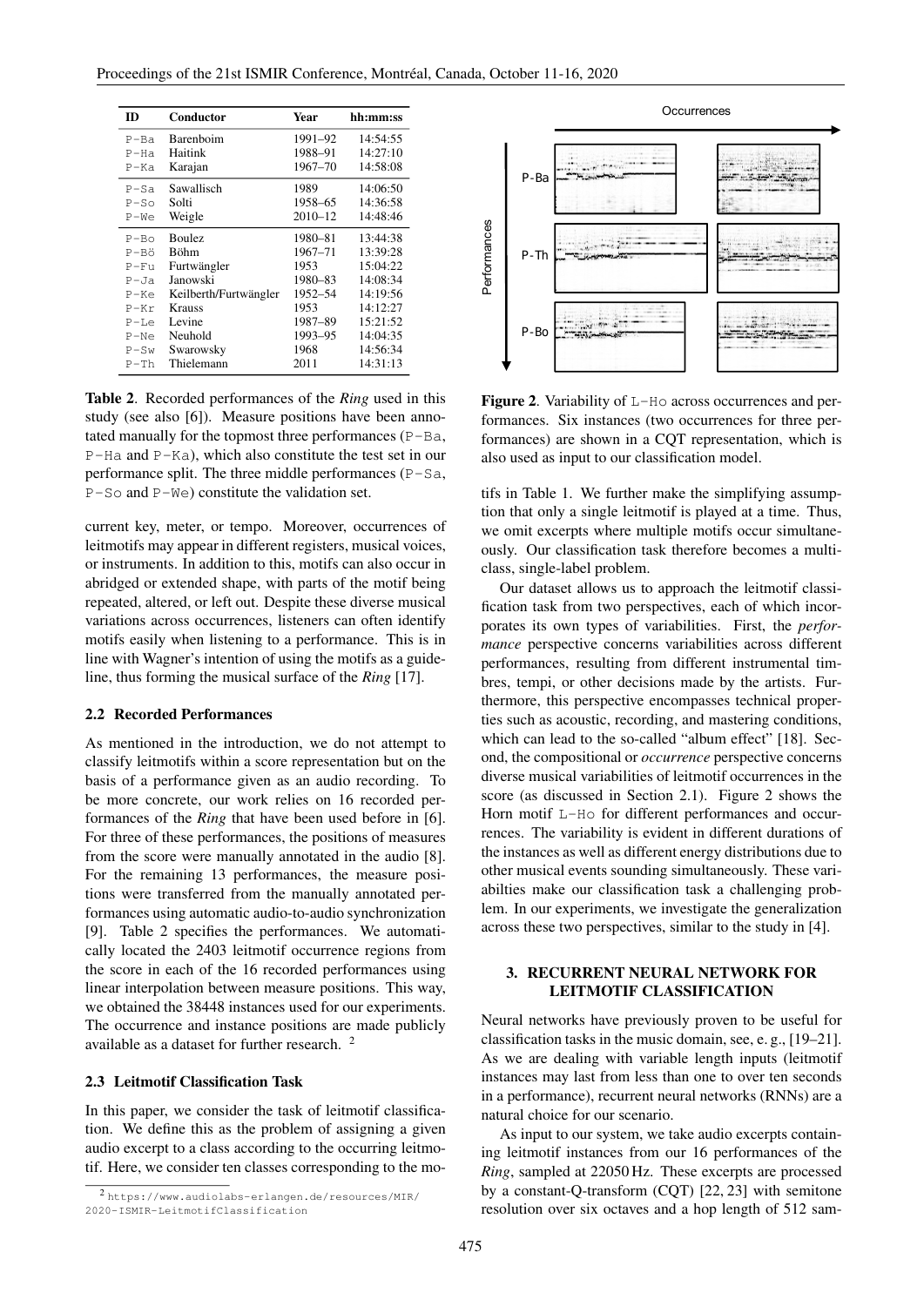| ID | Conductor | Year | hh:mm:ss |
|---|---|---|---|
| P-Ba | Barenboim | 1991–92 | 14:54:55 |
| P-Ha | Haitink | 1988–91 | 14:27:10 |
| P-Ka | Karajan | 1967–70 | 14:58:08 |
| P-Sa | Sawallisch | 1989 | 14:06:50 |
| P-So | Solti | 1958–65 | 14:36:58 |
| P-We | Weigle | 2010–12 | 14:48:46 |
| P-Bo | Boulez | 1980–81 | 13:44:38 |
| P-Bö | Böhm | 1967–71 | 13:39:28 |
| P-Fu | Furtwängler | 1953 | 15:04:22 |
| P-Ja | Janowski | 1980–83 | 14:08:34 |
| P-Ke | Keilberth/Furtwängler | 1952–54 | 14:19:56 |
| P-Kr | Krauss | 1953 | 14:12:27 |
| P-Le | Levine | 1987–89 | 15:21:52 |
| P-Ne | Neuhold | 1993–95 | 14:04:35 |
| P-Sw | Swarowsky | 1968 | 14:56:34 |
| P-Th | Thielemann | 2011 | 14:31:13 |

**Table 2**. Recorded performances of the *Ring* used in this study (see also [6]). Measure positions have been annotated manually for the topmost three performances (P-Ba, P-Ha and P-Ka), which also constitute the test set in our performance split. The three middle performances (P-Sa, P-So and P-We) constitute the validation set.

current key, meter, or tempo. Moreover, occurrences of leitmotifs may appear in different registers, musical voices, or instruments. In addition to this, motifs can also occur in abridged or extended shape, with parts of the motif being repeated, altered, or left out. Despite these diverse musical variations across occurrences, listeners can often identify motifs easily when listening to a performance. This is in line with Wagner's intention of using the motifs as a guideline, thus forming the musical surface of the *Ring* [17].

### 2.2 Recorded Performances

As mentioned in the introduction, we do not attempt to classify leitmotifs within a score representation but on the basis of a performance given as an audio recording. To be more concrete, our work relies on 16 recorded performances of the *Ring* that have been used before in [6]. For three of these performances, the positions of measures from the score were manually annotated in the audio [8]. For the remaining 13 performances, the measure positions were transferred from the manually annotated performances using automatic audio-to-audio synchronization [9]. Table 2 specifies the performances. We automatically located the 2403 leitmotif occurrence regions from the score in each of the 16 recorded performances using linear interpolation between measure positions. This way, we obtained the 38448 instances used for our experiments. The occurrence and instance positions are made publicly available as a dataset for further research. [2]

### 2.3 Leitmotif Classification Task

In this paper, we consider the task of leitmotif classification. We define this as the problem of assigning a given audio excerpt to a class according to the occurring leitmotif. Here, we consider ten classes corresponding to the motifs in Table 1. We further make the simplifying assumption that only a single leitmotif is played at a time. Thus, we omit excerpts where multiple motifs occur simultaneously. Our classification task therefore becomes a multi-class, single-label problem.

[2] https://www.audiolabs-erlangen.de/resources/MIR/2020-ISMIR-LeitmotifClassification

**Figure 2**. Variability of L-Ho across occurrences and performances. Six instances (two occurrences for three performances) are shown in a CQT representation, which is also used as input to our classification model.

Our dataset allows us to approach the leitmotif classification task from two perspectives, each of which incorporates its own types of variabilities. First, the *performance* perspective concerns variabilities across different performances, resulting from different instrumental timbres, tempi, or other decisions made by the artists. Furthermore, this perspective encompasses technical properties such as acoustic, recording, and mastering conditions, which can lead to the so-called "album effect" [18]. Second, the compositional or *occurrence* perspective concerns diverse musical variabilities of leitmotif occurrences in the score (as discussed in Section 2.1). Figure 2 shows the Horn motif L-Ho for different performances and occurrences. The variability is evident in different durations of the instances as well as different energy distributions due to other musical events sounding simultaneously. These variabilties make our classification task a challenging problem. In our experiments, we investigate the generalization across these two perspectives, similar to the study in [4].

## 3. RECURRENT NEURAL NETWORK FOR LEITMOTIF CLASSIFICATION

Neural networks have previously proven to be useful for classification tasks in the music domain, see, e. g., [19–21]. As we are dealing with variable length inputs (leitmotif instances may last from less than one to over ten seconds in a performance), recurrent neural networks (RNNs) are a natural choice for our scenario.

As input to our system, we take audio excerpts containing leitmotif instances from our 16 performances of the *Ring*, sampled at 22050 Hz. These excerpts are processed by a constant-Q-transform (CQT) [22, 23] with semitone resolution over six octaves and a hop length of 512 sam-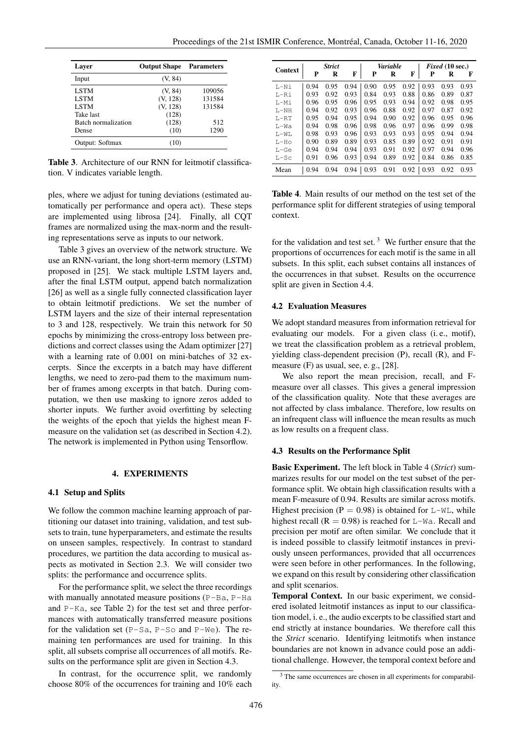| Layer | Output Shape | Parameters |
|---|---|---|
| Input | (V, 84) | |
| LSTM | (V, 84) | 109056 |
| LSTM | (V, 128) | 131584 |
| LSTM | (V, 128) | 131584 |
| Take last | (128) | |
| Batch normalization | (128) | 512 |
| Dense | (10) | 1290 |
| Output: Softmax | (10) | |

**Table 3**. Architecture of our RNN for leitmotif classification. V indicates variable length.

ples, where we adjust for tuning deviations (estimated automatically per performance and opera act). These steps are implemented using librosa [24]. Finally, all CQT frames are normalized using the max-norm and the resulting representations serve as inputs to our network.

Table 3 gives an overview of the network structure. We use an RNN-variant, the long short-term memory (LSTM) proposed in [25]. We stack multiple LSTM layers and, after the final LSTM output, append batch normalization [26] as well as a single fully connected classification layer to obtain leitmotif predictions. We set the number of LSTM layers and the size of their internal representation to 3 and 128, respectively. We train this network for 50 epochs by minimizing the cross-entropy loss between predictions and correct classes using the Adam optimizer [27] with a learning rate of 0.001 on mini-batches of 32 excerpts. Since the excerpts in a batch may have different lengths, we need to zero-pad them to the maximum number of frames among excerpts in that batch. During computation, we then use masking to ignore zeros added to shorter inputs. We further avoid overfitting by selecting the weights of the epoch that yields the highest mean F-measure on the validation set (as described in Section 4.2). The network is implemented in Python using Tensorflow.

## 4. EXPERIMENTS

### 4.1 Setup and Splits

We follow the common machine learning approach of partitioning our dataset into training, validation, and test subsets to train, tune hyperparameters, and estimate the results on unseen samples, respectively. In contrast to standard procedures, we partition the data according to musical aspects as motivated in Section 2.3. We will consider two splits: the performance and occurrence splits.

For the performance split, we select the three recordings with manually annotated measure positions (`P-Ba`, `P-Ha` and `P-Ka`, see Table 2) for the test set and three performances with automatically transferred measure positions for the validation set (`P-Sa`, `P-So` and `P-We`). The remaining ten performances are used for training. In this split, all subsets comprise all occurrences of all motifs. Results on the performance split are given in Section 4.3.

In contrast, for the occurrence split, we randomly choose 80% of the occurrences for training and 10% each for the validation and test set. [3] We further ensure that the proportions of occurrences for each motif is the same in all subsets. In this split, each subset contains all instances of the occurrences in that subset. Results on the occurrence split are given in Section 4.4.

| Context | *Strict* | | | *Variable* | | | *Fixed* (10 sec.) | | |
|---|---|---|---|---|---|---|---|---|---|
| | P | R | F | P | R | F | P | R | F |
| `L-Ni` | 0.94 | 0.95 | 0.94 | 0.90 | 0.95 | 0.92 | 0.93 | 0.93 | 0.93 |
| `L-Ri` | 0.93 | 0.92 | 0.93 | 0.84 | 0.93 | 0.88 | 0.86 | 0.89 | 0.87 |
| `L-Mi` | 0.96 | 0.95 | 0.96 | 0.95 | 0.93 | 0.94 | 0.92 | 0.98 | 0.95 |
| `L-NH` | 0.94 | 0.92 | 0.93 | 0.96 | 0.88 | 0.92 | 0.97 | 0.87 | 0.92 |
| `L-RT` | 0.95 | 0.94 | 0.95 | 0.94 | 0.90 | 0.92 | 0.96 | 0.95 | 0.96 |
| `L-Wa` | 0.94 | 0.98 | 0.96 | 0.98 | 0.96 | 0.97 | 0.96 | 0.99 | 0.98 |
| `L-WL` | 0.98 | 0.93 | 0.96 | 0.93 | 0.93 | 0.93 | 0.95 | 0.94 | 0.94 |
| `L-Ho` | 0.90 | 0.89 | 0.89 | 0.93 | 0.85 | 0.89 | 0.92 | 0.91 | 0.91 |
| `L-Ge` | 0.94 | 0.94 | 0.94 | 0.93 | 0.91 | 0.92 | 0.97 | 0.94 | 0.96 |
| `L-Sc` | 0.91 | 0.96 | 0.93 | 0.94 | 0.89 | 0.92 | 0.84 | 0.86 | 0.85 |
| Mean | 0.94 | 0.94 | 0.94 | 0.93 | 0.91 | 0.92 | 0.93 | 0.92 | 0.93 |

**Table 4**. Main results of our method on the test set of the performance split for different strategies of using temporal context.

### 4.2 Evaluation Measures

We adopt standard measures from information retrieval for evaluating our models. For a given class (i. e., motif), we treat the classification problem as a retrieval problem, yielding class-dependent precision (P), recall (R), and F-measure (F) as usual, see, e. g., [28].

We also report the mean precision, recall, and F-measure over all classes. This gives a general impression of the classification quality. Note that these averages are not affected by class imbalance. Therefore, low results on an infrequent class will influence the mean results as much as low results on a frequent class.

### 4.3 Results on the Performance Split

**Basic Experiment.** The left block in Table 4 (*Strict*) summarizes results for our model on the test subset of the performance split. We obtain high classification results with a mean F-measure of 0.94. Results are similar across motifs. Highest precision (P = 0.98) is obtained for `L-WL`, while highest recall (R = 0.98) is reached for `L-Wa`. Recall and precision per motif are often similar. We conclude that it is indeed possible to classify leitmotif instances in previously unseen performances, provided that all occurrences were seen before in other performances. In the following, we expand on this result by considering other classification and split scenarios.

**Temporal Context.** In our basic experiment, we considered isolated leitmotif instances as input to our classification model, i. e., the audio excerpts to be classified start and end strictly at instance boundaries. We therefore call this the *Strict* scenario. Identifying leitmotifs when instance boundaries are not known in advance could pose an additional challenge. However, the temporal context before and

[3] The same occurrences are chosen in all experiments for comparability.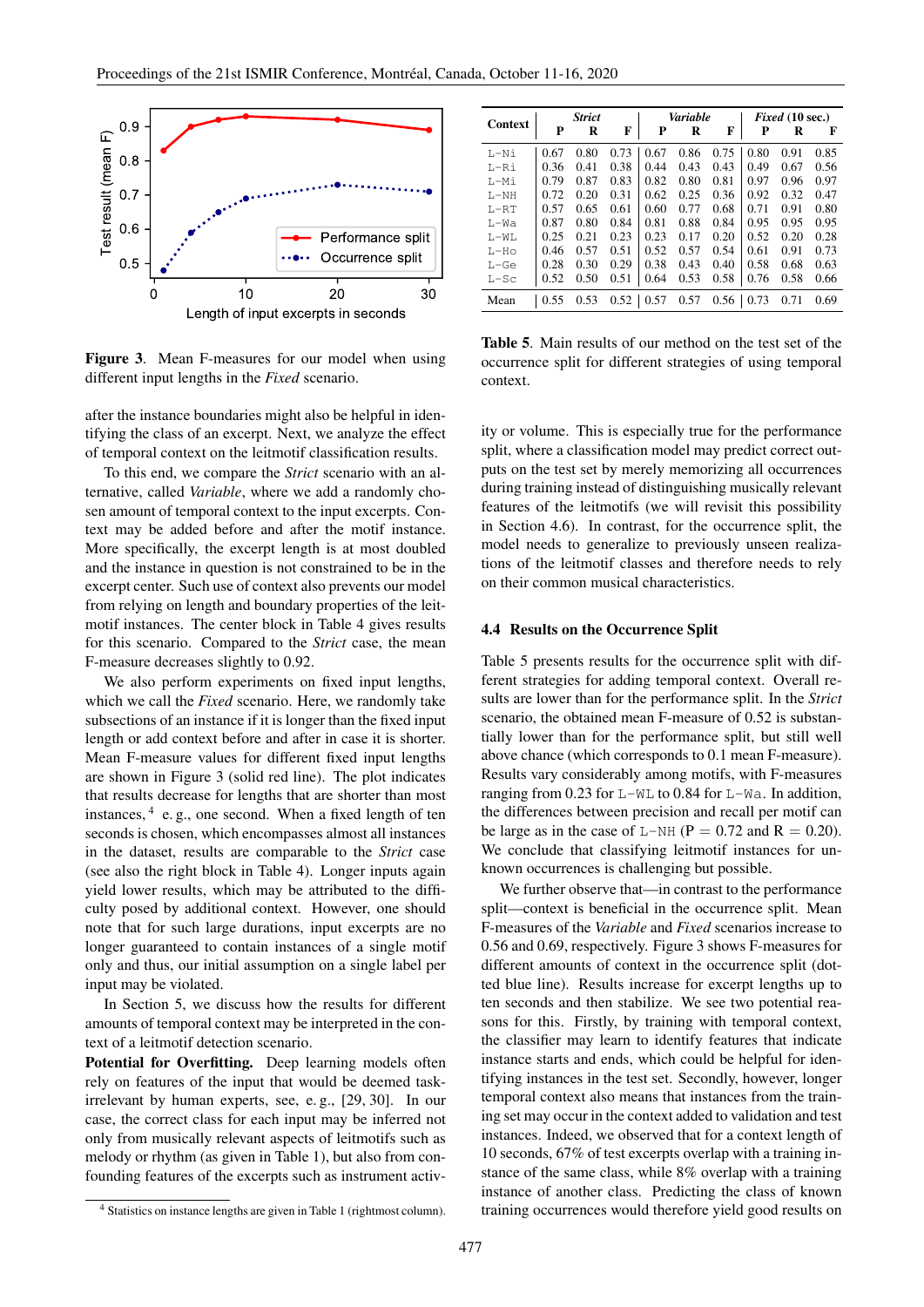**Figure 3**. Mean F-measures for our model when using different input lengths in the *Fixed* scenario.

after the instance boundaries might also be helpful in identifying the class of an excerpt. Next, we analyze the effect of temporal context on the leitmotif classification results.

To this end, we compare the *Strict* scenario with an alternative, called *Variable*, where we add a randomly chosen amount of temporal context to the input excerpts. Context may be added before and after the motif instance. More specifically, the excerpt length is at most doubled and the instance in question is not constrained to be in the excerpt center. Such use of context also prevents our model from relying on length and boundary properties of the leitmotif instances. The center block in Table 4 gives results for this scenario. Compared to the *Strict* case, the mean F-measure decreases slightly to 0.92.

We also perform experiments on fixed input lengths, which we call the *Fixed* scenario. Here, we randomly take subsections of an instance if it is longer than the fixed input length or add context before and after in case it is shorter. Mean F-measure values for different fixed input lengths are shown in Figure 3 (solid red line). The plot indicates that results decrease for lengths that are shorter than most instances,[4] e. g., one second. When a fixed length of ten seconds is chosen, which encompasses almost all instances in the dataset, results are comparable to the *Strict* case (see also the right block in Table 4). Longer inputs again yield lower results, which may be attributed to the difficulty posed by additional context. However, one should note that for such large durations, input excerpts are no longer guaranteed to contain instances of a single motif only and thus, our initial assumption on a single label per input may be violated.

In Section 5, we discuss how the results for different amounts of temporal context may be interpreted in the context of a leitmotif detection scenario.

**Potential for Overfitting.** Deep learning models often rely on features of the input that would be deemed task-irrelevant by human experts, see, e. g., [29, 30]. In our case, the correct class for each input may be inferred not only from musically relevant aspects of leitmotifs such as melody or rhythm (as given in Table 1), but also from confounding features of the excerpts such as instrument activity or volume. This is especially true for the performance split, where a classification model may predict correct outputs on the test set by merely memorizing all occurrences during training instead of distinguishing musically relevant features of the leitmotifs (we will revisit this possibility in Section 4.6). In contrast, for the occurrence split, the model needs to generalize to previously unseen realizations of the leitmotif classes and therefore needs to rely on their common musical characteristics.

[4] Statistics on instance lengths are given in Table 1 (rightmost column).

| Context | *Strict* P | R | F | *Variable* P | R | F | *Fixed* (10 sec.) P | R | F |
|---|---|---|---|---|---|---|---|---|---|
| L-Ni | 0.67 | 0.80 | 0.73 | 0.67 | 0.86 | 0.75 | 0.80 | 0.91 | 0.85 |
| L-Ri | 0.36 | 0.41 | 0.38 | 0.44 | 0.43 | 0.43 | 0.49 | 0.67 | 0.56 |
| L-Mi | 0.79 | 0.87 | 0.83 | 0.82 | 0.80 | 0.81 | 0.97 | 0.96 | 0.97 |
| L-NH | 0.72 | 0.20 | 0.31 | 0.62 | 0.25 | 0.36 | 0.92 | 0.32 | 0.47 |
| L-RT | 0.57 | 0.65 | 0.61 | 0.60 | 0.77 | 0.68 | 0.71 | 0.91 | 0.80 |
| L-Wa | 0.87 | 0.80 | 0.84 | 0.81 | 0.88 | 0.84 | 0.95 | 0.95 | 0.95 |
| L-WL | 0.25 | 0.21 | 0.23 | 0.23 | 0.17 | 0.20 | 0.52 | 0.20 | 0.28 |
| L-Ho | 0.46 | 0.57 | 0.51 | 0.52 | 0.57 | 0.54 | 0.61 | 0.91 | 0.73 |
| L-Ge | 0.28 | 0.30 | 0.29 | 0.38 | 0.43 | 0.40 | 0.58 | 0.68 | 0.63 |
| L-Sc | 0.52 | 0.50 | 0.51 | 0.64 | 0.53 | 0.58 | 0.76 | 0.58 | 0.66 |
| Mean | 0.55 | 0.53 | 0.52 | 0.57 | 0.57 | 0.56 | 0.73 | 0.71 | 0.69 |

**Table 5**. Main results of our method on the test set of the occurrence split for different strategies of using temporal context.

### 4.4 Results on the Occurrence Split

Table 5 presents results for the occurrence split with different strategies for adding temporal context. Overall results are lower than for the performance split. In the *Strict* scenario, the obtained mean F-measure of 0.52 is substantially lower than for the performance split, but still well above chance (which corresponds to 0.1 mean F-measure). Results vary considerably among motifs, with F-measures ranging from 0.23 for L-WL to 0.84 for L-Wa. In addition, the differences between precision and recall per motif can be large as in the case of L-NH (P = 0.72 and R = 0.20). We conclude that classifying leitmotif instances for unknown occurrences is challenging but possible.

We further observe that—in contrast to the performance split—context is beneficial in the occurrence split. Mean F-measures of the *Variable* and *Fixed* scenarios increase to 0.56 and 0.69, respectively. Figure 3 shows F-measures for different amounts of context in the occurrence split (dotted blue line). Results increase for excerpt lengths up to ten seconds and then stabilize. We see two potential reasons for this. Firstly, by training with temporal context, the classifier may learn to identify features that indicate instance starts and ends, which could be helpful for identifying instances in the test set. Secondly, however, longer temporal context also means that instances from the training set may occur in the context added to validation and test instances. Indeed, we observed that for a context length of 10 seconds, 67% of test excerpts overlap with a training instance of the same class, while 8% overlap with a training instance of another class. Predicting the class of known training occurrences would therefore yield good results on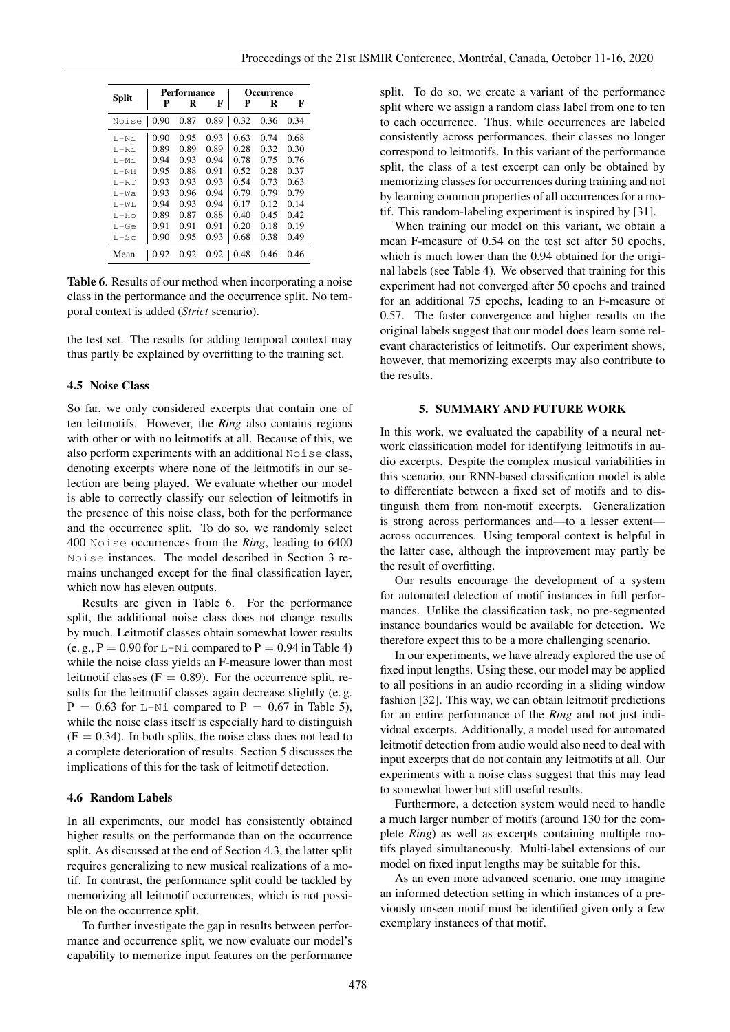| Split | Performance | | | Occurrence | | |
|---|---|---|---|---|---|---|
| | P | R | F | P | R | F |
| Noise | 0.90 | 0.87 | 0.89 | 0.32 | 0.36 | 0.34 |
| L-Ni | 0.90 | 0.95 | 0.93 | 0.63 | 0.74 | 0.68 |
| L-Ri | 0.89 | 0.89 | 0.89 | 0.28 | 0.32 | 0.30 |
| L-Mi | 0.94 | 0.93 | 0.94 | 0.78 | 0.75 | 0.76 |
| L-NH | 0.95 | 0.88 | 0.91 | 0.52 | 0.28 | 0.37 |
| L-RT | 0.93 | 0.93 | 0.93 | 0.54 | 0.73 | 0.63 |
| L-Wa | 0.93 | 0.96 | 0.94 | 0.79 | 0.79 | 0.79 |
| L-WL | 0.94 | 0.93 | 0.94 | 0.17 | 0.12 | 0.14 |
| L-Ho | 0.89 | 0.87 | 0.88 | 0.40 | 0.45 | 0.42 |
| L-Ge | 0.91 | 0.91 | 0.91 | 0.20 | 0.18 | 0.19 |
| L-Sc | 0.90 | 0.95 | 0.93 | 0.68 | 0.38 | 0.49 |
| Mean | 0.92 | 0.92 | 0.92 | 0.48 | 0.46 | 0.46 |

**Table 6**. Results of our method when incorporating a noise class in the performance and the occurrence split. No temporal context is added (*Strict* scenario).

the test set. The results for adding temporal context may thus partly be explained by overfitting to the training set.

### 4.5 Noise Class

So far, we only considered excerpts that contain one of ten leitmotifs. However, the *Ring* also contains regions with other or with no leitmotifs at all. Because of this, we also perform experiments with an additional Noise class, denoting excerpts where none of the leitmotifs in our selection are being played. We evaluate whether our model is able to correctly classify our selection of leitmotifs in the presence of this noise class, both for the performance and the occurrence split. To do so, we randomly select 400 Noise occurrences from the *Ring*, leading to 6400 Noise instances. The model described in Section 3 remains unchanged except for the final classification layer, which now has eleven outputs.

Results are given in Table 6. For the performance split, the additional noise class does not change results by much. Leitmotif classes obtain somewhat lower results (e. g., $P = 0.90$ for L-Ni compared to $P = 0.94$ in Table 4) while the noise class yields an F-measure lower than most leitmotif classes ($F = 0.89$). For the occurrence split, results for the leitmotif classes again decrease slightly (e. g. $P = 0.63$ for L-Ni compared to $P = 0.67$ in Table 5), while the noise class itself is especially hard to distinguish ($F = 0.34$). In both splits, the noise class does not lead to a complete deterioration of results. Section 5 discusses the implications of this for the task of leitmotif detection.

### 4.6 Random Labels

In all experiments, our model has consistently obtained higher results on the performance than on the occurrence split. As discussed at the end of Section 4.3, the latter split requires generalizing to new musical realizations of a motif. In contrast, the performance split could be tackled by memorizing all leitmotif occurrences, which is not possible on the occurrence split.

To further investigate the gap in results between performance and occurrence split, we now evaluate our model's capability to memorize input features on the performance split. To do so, we create a variant of the performance split where we assign a random class label from one to ten to each occurrence. Thus, while occurrences are labeled consistently across performances, their classes no longer correspond to leitmotifs. In this variant of the performance split, the class of a test excerpt can only be obtained by memorizing classes for occurrences during training and not by learning common properties of all occurrences for a motif. This random-labeling experiment is inspired by [31].

When training our model on this variant, we obtain a mean F-measure of 0.54 on the test set after 50 epochs, which is much lower than the 0.94 obtained for the original labels (see Table 4). We observed that training for this experiment had not converged after 50 epochs and trained for an additional 75 epochs, leading to an F-measure of 0.57. The faster convergence and higher results on the original labels suggest that our model does learn some relevant characteristics of leitmotifs. Our experiment shows, however, that memorizing excerpts may also contribute to the results.

## 5. SUMMARY AND FUTURE WORK

In this work, we evaluated the capability of a neural network classification model for identifying leitmotifs in audio excerpts. Despite the complex musical variabilities in this scenario, our RNN-based classification model is able to differentiate between a fixed set of motifs and to distinguish them from non-motif excerpts. Generalization is strong across performances and—to a lesser extent—across occurrences. Using temporal context is helpful in the latter case, although the improvement may partly be the result of overfitting.

Our results encourage the development of a system for automated detection of motif instances in full performances. Unlike the classification task, no pre-segmented instance boundaries would be available for detection. We therefore expect this to be a more challenging scenario.

In our experiments, we have already explored the use of fixed input lengths. Using these, our model may be applied to all positions in an audio recording in a sliding window fashion [32]. This way, we can obtain leitmotif predictions for an entire performance of the *Ring* and not just individual excerpts. Additionally, a model used for automated leitmotif detection from audio would also need to deal with input excerpts that do not contain any leitmotifs at all. Our experiments with a noise class suggest that this may lead to somewhat lower but still useful results.

Furthermore, a detection system would need to handle a much larger number of motifs (around 130 for the complete *Ring*) as well as excerpts containing multiple motifs played simultaneously. Multi-label extensions of our model on fixed input lengths may be suitable for this.

As an even more advanced scenario, one may imagine an informed detection setting in which instances of a previously unseen motif must be identified given only a few exemplary instances of that motif.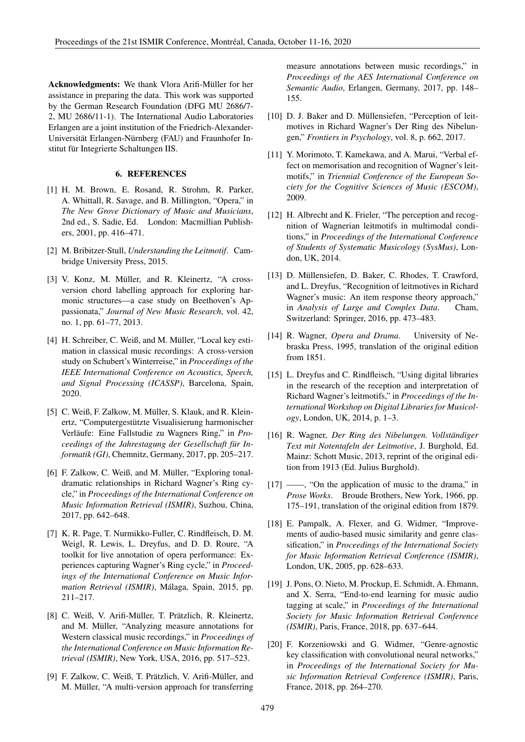**Acknowledgments:** We thank Vlora Arifi-Müller for her assistance in preparing the data. This work was supported by the German Research Foundation (DFG MU 2686/7-2, MU 2686/11-1). The International Audio Laboratories Erlangen are a joint institution of the Friedrich-Alexander-Universität Erlangen-Nürnberg (FAU) and Fraunhofer Institut für Integrierte Schaltungen IIS.

## 6. REFERENCES

[1] H. M. Brown, E. Rosand, R. Strohm, R. Parker, A. Whittall, R. Savage, and B. Millington, "Opera," in *The New Grove Dictionary of Music and Musicians*, 2nd ed., S. Sadie, Ed. London: Macmillian Publishers, 2001, pp. 416–471.

[2] M. Bribitzer-Stull, *Understanding the Leitmotif*. Cambridge University Press, 2015.

[3] V. Konz, M. Müller, and R. Kleinertz, "A cross-version chord labelling approach for exploring harmonic structures—a case study on Beethoven's Appassionata," *Journal of New Music Research*, vol. 42, no. 1, pp. 61–77, 2013.

[4] H. Schreiber, C. Weiß, and M. Müller, "Local key estimation in classical music recordings: A cross-version study on Schubert's Winterreise," in *Proceedings of the IEEE International Conference on Acoustics, Speech, and Signal Processing (ICASSP)*, Barcelona, Spain, 2020.

[5] C. Weiß, F. Zalkow, M. Müller, S. Klauk, and R. Kleinertz, "Computergestützte Visualisierung harmonischer Verläufe: Eine Fallstudie zu Wagners Ring," in *Proceedings of the Jahrestagung der Gesellschaft für Informatik (GI)*, Chemnitz, Germany, 2017, pp. 205–217.

[6] F. Zalkow, C. Weiß, and M. Müller, "Exploring tonal-dramatic relationships in Richard Wagner's Ring cycle," in *Proceedings of the International Conference on Music Information Retrieval (ISMIR)*, Suzhou, China, 2017, pp. 642–648.

[7] K. R. Page, T. Nurmikko-Fuller, C. Rindfleisch, D. M. Weigl, R. Lewis, L. Dreyfus, and D. De Roure, "A toolkit for live annotation of opera performance: Experiences capturing Wagner's Ring cycle," in *Proceedings of the International Conference on Music Information Retrieval (ISMIR)*, Málaga, Spain, 2015, pp. 211–217.

[8] C. Weiß, V. Arifi-Müller, T. Prätzlich, R. Kleinertz, and M. Müller, "Analyzing measure annotations for Western classical music recordings," in *Proceedings of the International Conference on Music Information Retrieval (ISMIR)*, New York, USA, 2016, pp. 517–523.

[9] F. Zalkow, C. Weiß, T. Prätzlich, V. Arifi-Müller, and M. Müller, "A multi-version approach for transferring measure annotations between music recordings," in *Proceedings of the AES International Conference on Semantic Audio*, Erlangen, Germany, 2017, pp. 148–155.

[10] D. J. Baker and D. Müllensiefen, "Perception of leitmotives in Richard Wagner's Der Ring des Nibelungen," *Frontiers in Psychology*, vol. 8, p. 662, 2017.

[11] Y. Morimoto, T. Kamekawa, and A. Marui, "Verbal effect on memorisation and recognition of Wagner's leitmotifs," in *Triennial Conference of the European Society for the Cognitive Sciences of Music (ESCOM)*, 2009.

[12] H. Albrecht and K. Frieler, "The perception and recognition of Wagnerian leitmotifs in multimodal conditions," in *Proceedings of the International Conference of Students of Systematic Musicology (SysMus)*, London, UK, 2014.

[13] D. Müllensiefen, D. Baker, C. Rhodes, T. Crawford, and L. Dreyfus, "Recognition of leitmotives in Richard Wagner's music: An item response theory approach," in *Analysis of Large and Complex Data*. Cham, Switzerland: Springer, 2016, pp. 473–483.

[14] R. Wagner, *Opera and Drama*. University of Nebraska Press, 1995, translation of the original edition from 1851.

[15] L. Dreyfus and C. Rindfleisch, "Using digital libraries in the research of the reception and interpretation of Richard Wagner's leitmotifs," in *Proceedings of the International Workshop on Digital Libraries for Musicology*, London, UK, 2014, p. 1–3.

[16] R. Wagner, *Der Ring des Nibelungen. Vollständiger Text mit Notentafeln der Leitmotive*, J. Burghold, Ed. Mainz: Schott Music, 2013, reprint of the original edition from 1913 (Ed. Julius Burghold).

[17] ——, "On the application of music to the drama," in *Prose Works*. Broude Brothers, New York, 1966, pp. 175–191, translation of the original edition from 1879.

[18] E. Pampalk, A. Flexer, and G. Widmer, "Improvements of audio-based music similarity and genre classification," in *Proceedings of the International Society for Music Information Retrieval Conference (ISMIR)*, London, UK, 2005, pp. 628–633.

[19] J. Pons, O. Nieto, M. Prockup, E. Schmidt, A. Ehmann, and X. Serra, "End-to-end learning for music audio tagging at scale," in *Proceedings of the International Society for Music Information Retrieval Conference (ISMIR)*, Paris, France, 2018, pp. 637–644.

[20] F. Korzeniowski and G. Widmer, "Genre-agnostic key classification with convolutional neural networks," in *Proceedings of the International Society for Music Information Retrieval Conference (ISMIR)*, Paris, France, 2018, pp. 264–270.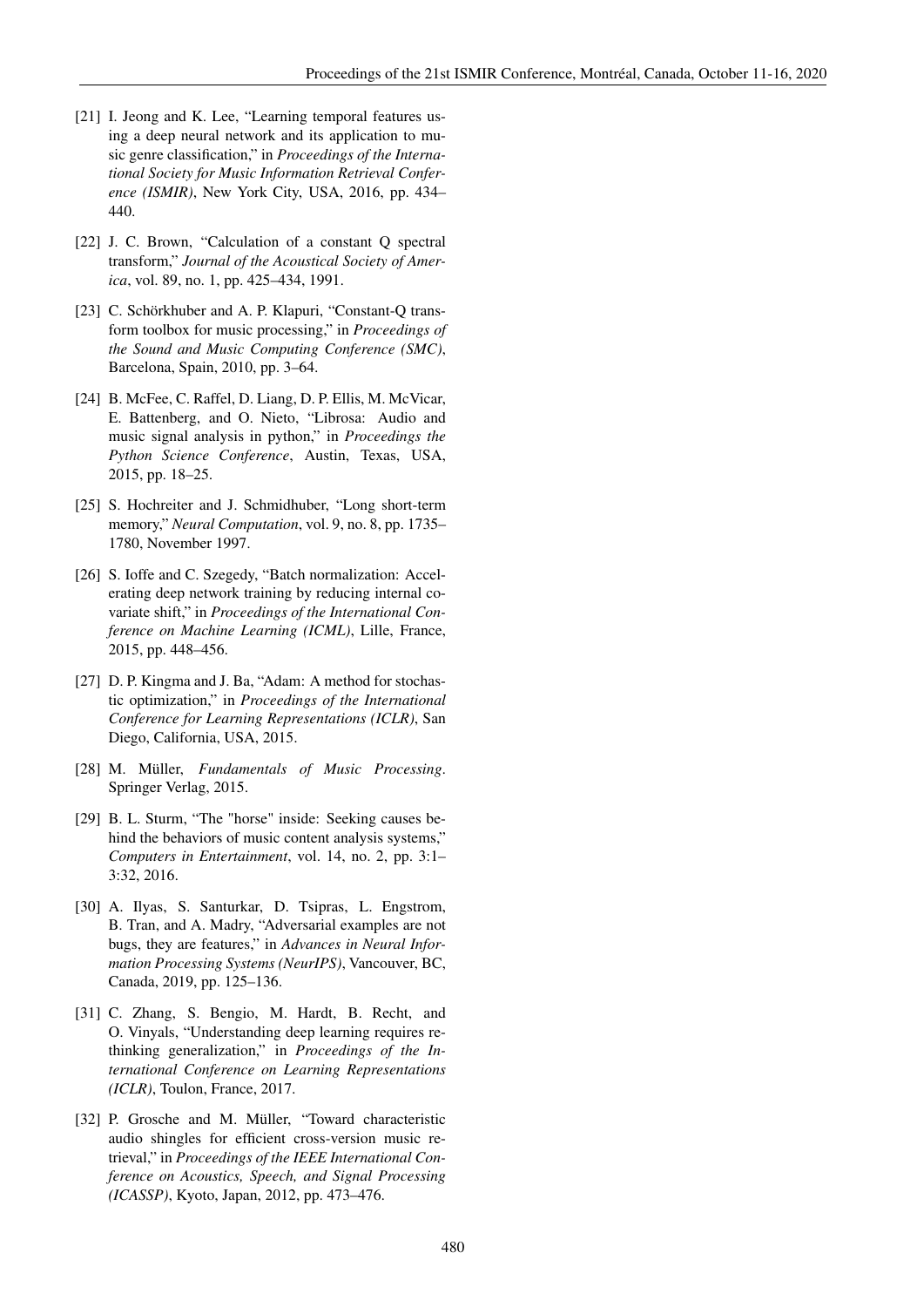[21] I. Jeong and K. Lee, "Learning temporal features using a deep neural network and its application to music genre classification," in *Proceedings of the International Society for Music Information Retrieval Conference (ISMIR)*, New York City, USA, 2016, pp. 434–440.

[22] J. C. Brown, "Calculation of a constant Q spectral transform," *Journal of the Acoustical Society of America*, vol. 89, no. 1, pp. 425–434, 1991.

[23] C. Schörkhuber and A. P. Klapuri, "Constant-Q transform toolbox for music processing," in *Proceedings of the Sound and Music Computing Conference (SMC)*, Barcelona, Spain, 2010, pp. 3–64.

[24] B. McFee, C. Raffel, D. Liang, D. P. Ellis, M. McVicar, E. Battenberg, and O. Nieto, "Librosa: Audio and music signal analysis in python," in *Proceedings the Python Science Conference*, Austin, Texas, USA, 2015, pp. 18–25.

[25] S. Hochreiter and J. Schmidhuber, "Long short-term memory," *Neural Computation*, vol. 9, no. 8, pp. 1735–1780, November 1997.

[26] S. Ioffe and C. Szegedy, "Batch normalization: Accelerating deep network training by reducing internal covariate shift," in *Proceedings of the International Conference on Machine Learning (ICML)*, Lille, France, 2015, pp. 448–456.

[27] D. P. Kingma and J. Ba, "Adam: A method for stochastic optimization," in *Proceedings of the International Conference for Learning Representations (ICLR)*, San Diego, California, USA, 2015.

[28] M. Müller, *Fundamentals of Music Processing*. Springer Verlag, 2015.

[29] B. L. Sturm, "The "horse" inside: Seeking causes behind the behaviors of music content analysis systems," *Computers in Entertainment*, vol. 14, no. 2, pp. 3:1–3:32, 2016.

[30] A. Ilyas, S. Santurkar, D. Tsipras, L. Engstrom, B. Tran, and A. Madry, "Adversarial examples are not bugs, they are features," in *Advances in Neural Information Processing Systems (NeurIPS)*, Vancouver, BC, Canada, 2019, pp. 125–136.

[31] C. Zhang, S. Bengio, M. Hardt, B. Recht, and O. Vinyals, "Understanding deep learning requires rethinking generalization," in *Proceedings of the International Conference on Learning Representations (ICLR)*, Toulon, France, 2017.

[32] P. Grosche and M. Müller, "Toward characteristic audio shingles for efficient cross-version music retrieval," in *Proceedings of the IEEE International Conference on Acoustics, Speech, and Signal Processing (ICASSP)*, Kyoto, Japan, 2012, pp. 473–476.